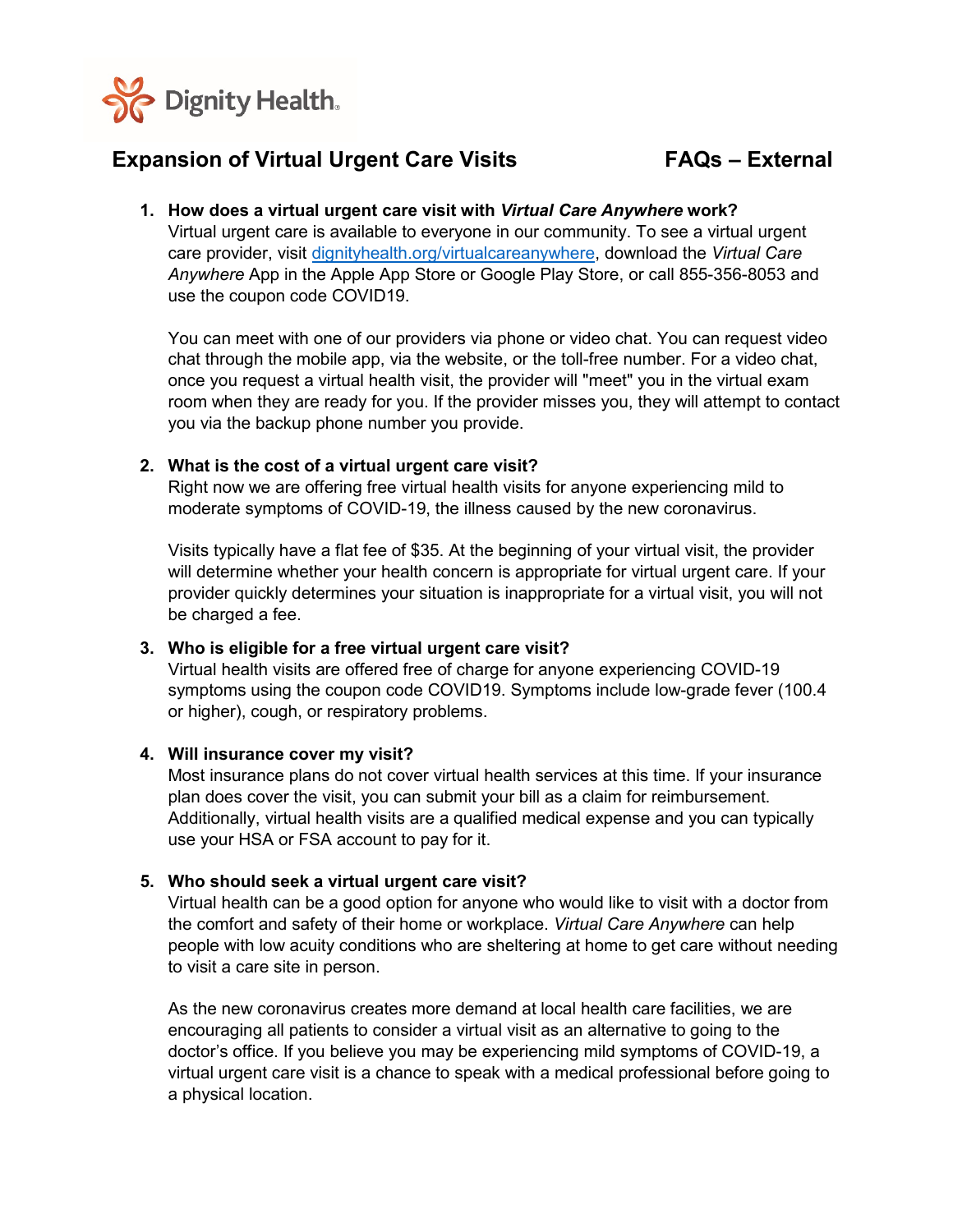Dignity Health

# Expansion of Virtual Urgent Care Visits FAQs – External

1. **How does a virtual urgent care visit with *Virtual Care Anywhere* work?**
   Virtual urgent care is available to everyone in our community. To see a virtual urgent care provider, visit [dignityhealth.org/virtualcareanywhere](dignityhealth.org/virtualcareanywhere), download the *Virtual Care Anywhere* App in the Apple App Store or Google Play Store, or call 855-356-8053 and use the coupon code COVID19.

   You can meet with one of our providers via phone or video chat. You can request video chat through the mobile app, via the website, or the toll-free number. For a video chat, once you request a virtual health visit, the provider will "meet" you in the virtual exam room when they are ready for you. If the provider misses you, they will attempt to contact you via the backup phone number you provide.

2. **What is the cost of a virtual urgent care visit?**
   Right now we are offering free virtual health visits for anyone experiencing mild to moderate symptoms of COVID-19, the illness caused by the new coronavirus.

   Visits typically have a flat fee of $35. At the beginning of your virtual visit, the provider will determine whether your health concern is appropriate for virtual urgent care. If your provider quickly determines your situation is inappropriate for a virtual visit, you will not be charged a fee.

3. **Who is eligible for a free virtual urgent care visit?**
   Virtual health visits are offered free of charge for anyone experiencing COVID-19 symptoms using the coupon code COVID19. Symptoms include low-grade fever (100.4 or higher), cough, or respiratory problems.

4. **Will insurance cover my visit?**
   Most insurance plans do not cover virtual health services at this time. If your insurance plan does cover the visit, you can submit your bill as a claim for reimbursement. Additionally, virtual health visits are a qualified medical expense and you can typically use your HSA or FSA account to pay for it.

5. **Who should seek a virtual urgent care visit?**
   Virtual health can be a good option for anyone who would like to visit with a doctor from the comfort and safety of their home or workplace. *Virtual Care Anywhere* can help people with low acuity conditions who are sheltering at home to get care without needing to visit a care site in person.

   As the new coronavirus creates more demand at local health care facilities, we are encouraging all patients to consider a virtual visit as an alternative to going to the doctor's office. If you believe you may be experiencing mild symptoms of COVID-19, a virtual urgent care visit is a chance to speak with a medical professional before going to a physical location.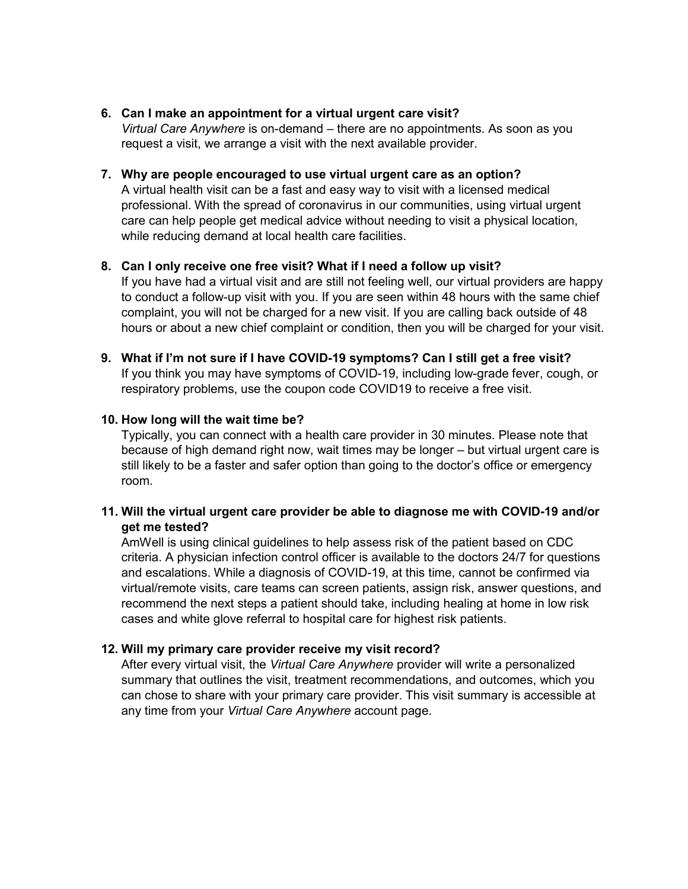6. **Can I make an appointment for a virtual urgent care visit?**
   *Virtual Care Anywhere* is on-demand – there are no appointments. As soon as you request a visit, we arrange a visit with the next available provider.

7. **Why are people encouraged to use virtual urgent care as an option?**
   A virtual health visit can be a fast and easy way to visit with a licensed medical professional. With the spread of coronavirus in our communities, using virtual urgent care can help people get medical advice without needing to visit a physical location, while reducing demand at local health care facilities.

8. **Can I only receive one free visit? What if I need a follow up visit?**
   If you have had a virtual visit and are still not feeling well, our virtual providers are happy to conduct a follow-up visit with you. If you are seen within 48 hours with the same chief complaint, you will not be charged for a new visit. If you are calling back outside of 48 hours or about a new chief complaint or condition, then you will be charged for your visit.

9. **What if I'm not sure if I have COVID-19 symptoms? Can I still get a free visit?**
   If you think you may have symptoms of COVID-19, including low-grade fever, cough, or respiratory problems, use the coupon code COVID19 to receive a free visit.

10. **How long will the wait time be?**
    Typically, you can connect with a health care provider in 30 minutes. Please note that because of high demand right now, wait times may be longer – but virtual urgent care is still likely to be a faster and safer option than going to the doctor's office or emergency room.

11. **Will the virtual urgent care provider be able to diagnose me with COVID-19 and/or get me tested?**
    AmWell is using clinical guidelines to help assess risk of the patient based on CDC criteria. A physician infection control officer is available to the doctors 24/7 for questions and escalations. While a diagnosis of COVID-19, at this time, cannot be confirmed via virtual/remote visits, care teams can screen patients, assign risk, answer questions, and recommend the next steps a patient should take, including healing at home in low risk cases and white glove referral to hospital care for highest risk patients.

12. **Will my primary care provider receive my visit record?**
    After every virtual visit, the *Virtual Care Anywhere* provider will write a personalized summary that outlines the visit, treatment recommendations, and outcomes, which you can chose to share with your primary care provider. This visit summary is accessible at any time from your *Virtual Care Anywhere* account page.